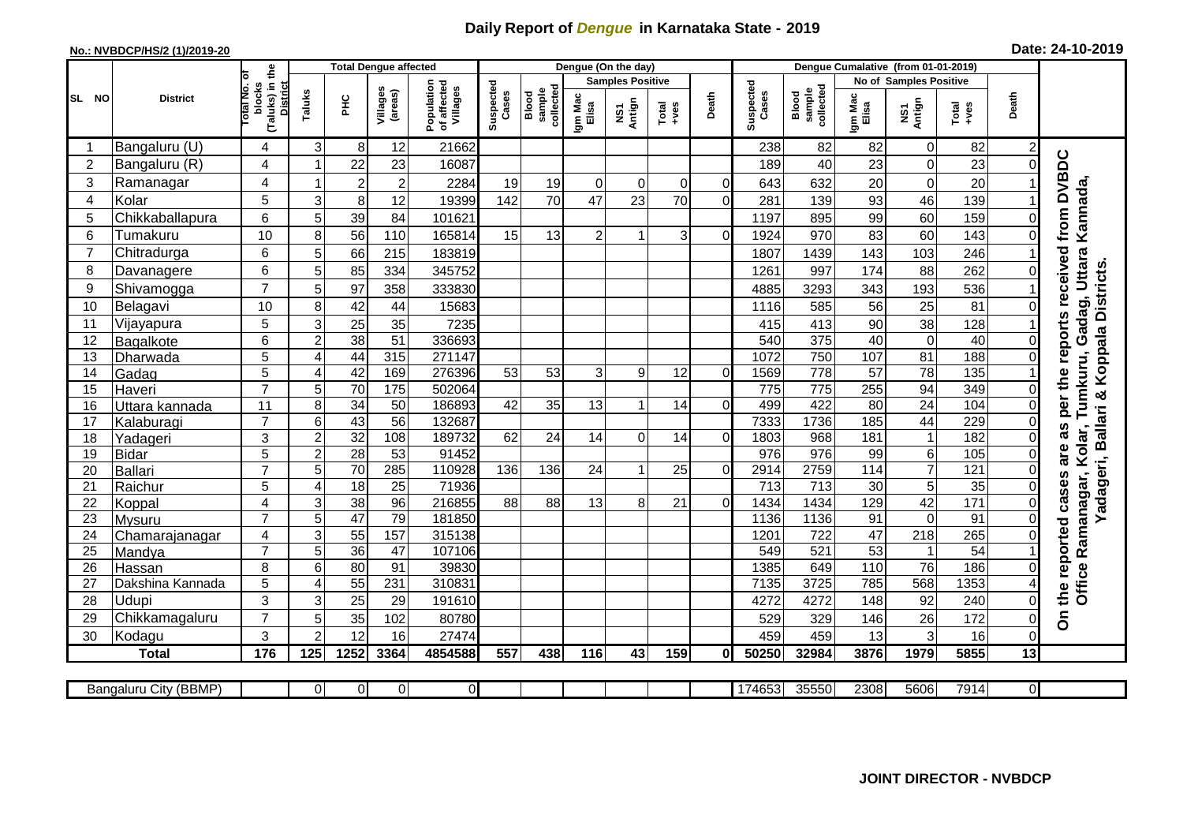# Daily Report of *Dengue* in Karnataka State - 2019

**No.: NVBDCP/HS/2 (1)/2019-20**

**Date: 24-10-2019**

| SL NO | District | Total No. of blocks (Taluks) in the District | Total Dengue affected | | | | Dengue (On the day) | | | | | | | Dengue Cumalative (from 01-01-2019) | | | | | | | |
|---|---|---|---|---|---|---|---|---|---|---|---|---|---|---|---|---|---|---|---|---|
| | | | Taluks | PHC | Villages (areas) | Population of affected Villages | Suspected Cases | Blood sample collected | Samples Positive | | | Death | Suspected Cases | Blood sample collected | No of Samples Positive | | | Death | |
| | | | | | | | | | Igm Mac Elisa | NS1 Antign | Total +ves | | | | Igm Mac Elisa | NS1 Antign | Total +ves | | |
| 1 | Bangaluru (U) | 4 | 3 | 8 | 12 | 21662 | | | | | | | 238 | 82 | 82 | 0 | 82 | 2 | On the reported cases are as per the reports received from DVBDC Office Ramanagar, Kolar, Tumkuru, Gadag, Uttara Kannada, Yadageri, Ballari & Koppala Districts. |
| 2 | Bangaluru (R) | 4 | 1 | 22 | 23 | 16087 | | | | | | | 189 | 40 | 23 | 0 | 23 | 0 | |
| 3 | Ramanagar | 4 | 1 | 2 | 2 | 2284 | 19 | 19 | 0 | 0 | 0 | 0 | 643 | 632 | 20 | 0 | 20 | 1 | |
| 4 | Kolar | 5 | 3 | 8 | 12 | 19399 | 142 | 70 | 47 | 23 | 70 | 0 | 281 | 139 | 93 | 46 | 139 | 1 | |
| 5 | Chikkaballapura | 6 | 5 | 39 | 84 | 101621 | | | | | | | 1197 | 895 | 99 | 60 | 159 | 0 | |
| 6 | Tumakuru | 10 | 8 | 56 | 110 | 165814 | 15 | 13 | 2 | 1 | 3 | 0 | 1924 | 970 | 83 | 60 | 143 | 0 | |
| 7 | Chitradurga | 6 | 5 | 66 | 215 | 183819 | | | | | | | 1807 | 1439 | 143 | 103 | 246 | 1 | |
| 8 | Davanagere | 6 | 5 | 85 | 334 | 345752 | | | | | | | 1261 | 997 | 174 | 88 | 262 | 0 | |
| 9 | Shivamogga | 7 | 5 | 97 | 358 | 333830 | | | | | | | 4885 | 3293 | 343 | 193 | 536 | 1 | |
| 10 | Belagavi | 10 | 8 | 42 | 44 | 15683 | | | | | | | 1116 | 585 | 56 | 25 | 81 | 0 | |
| 11 | Vijayapura | 5 | 3 | 25 | 35 | 7235 | | | | | | | 415 | 413 | 90 | 38 | 128 | 1 | |
| 12 | Bagalkote | 6 | 2 | 38 | 51 | 336693 | | | | | | | 540 | 375 | 40 | 0 | 40 | 0 | |
| 13 | Dharwada | 5 | 4 | 44 | 315 | 271147 | | | | | | | 1072 | 750 | 107 | 81 | 188 | 0 | |
| 14 | Gadag | 5 | 4 | 42 | 169 | 276396 | 53 | 53 | 3 | 9 | 12 | 0 | 1569 | 778 | 57 | 78 | 135 | 1 | |
| 15 | Haveri | 7 | 5 | 70 | 175 | 502064 | | | | | | | 775 | 775 | 255 | 94 | 349 | 0 | |
| 16 | Uttara kannada | 11 | 8 | 34 | 50 | 186893 | 42 | 35 | 13 | 1 | 14 | 0 | 499 | 422 | 80 | 24 | 104 | 0 | |
| 17 | Kalaburagi | 7 | 6 | 43 | 56 | 132687 | | | | | | | 7333 | 1736 | 185 | 44 | 229 | 0 | |
| 18 | Yadageri | 3 | 2 | 32 | 108 | 189732 | 62 | 24 | 14 | 0 | 14 | 0 | 1803 | 968 | 181 | 1 | 182 | 0 | |
| 19 | Bidar | 5 | 2 | 28 | 53 | 91452 | | | | | | | 976 | 976 | 99 | 6 | 105 | 0 | |
| 20 | Ballari | 7 | 5 | 70 | 285 | 110928 | 136 | 136 | 24 | 1 | 25 | 0 | 2914 | 2759 | 114 | 7 | 121 | 0 | |
| 21 | Raichur | 5 | 4 | 18 | 25 | 71936 | | | | | | | 713 | 713 | 30 | 5 | 35 | 0 | |
| 22 | Koppal | 4 | 3 | 38 | 96 | 216855 | 88 | 88 | 13 | 8 | 21 | 0 | 1434 | 1434 | 129 | 42 | 171 | 0 | |
| 23 | Mysuru | 7 | 5 | 47 | 79 | 181850 | | | | | | | 1136 | 1136 | 91 | 0 | 91 | 0 | |
| 24 | Chamarajanagar | 4 | 3 | 55 | 157 | 315138 | | | | | | | 1201 | 722 | 47 | 218 | 265 | 0 | |
| 25 | Mandya | 7 | 5 | 36 | 47 | 107106 | | | | | | | 549 | 521 | 53 | 1 | 54 | 1 | |
| 26 | Hassan | 8 | 6 | 80 | 91 | 39830 | | | | | | | 1385 | 649 | 110 | 76 | 186 | 0 | |
| 27 | Dakshina Kannada | 5 | 4 | 55 | 231 | 310831 | | | | | | | 7135 | 3725 | 785 | 568 | 1353 | 4 | |
| 28 | Udupi | 3 | 3 | 25 | 29 | 191610 | | | | | | | 4272 | 4272 | 148 | 92 | 240 | 0 | |
| 29 | Chikkamagaluru | 7 | 5 | 35 | 102 | 80780 | | | | | | | 529 | 329 | 146 | 26 | 172 | 0 | |
| 30 | Kodagu | 3 | 2 | 12 | 16 | 27474 | | | | | | | 459 | 459 | 13 | 3 | 16 | 0 | |
| **Total** | | **176** | **125** | **1252** | **3364** | **4854588** | **557** | **438** | **116** | **43** | **159** | **0** | **50250** | **32984** | **3876** | **1979** | **5855** | **13** | |

| Bangaluru City (BBMP) | | 0 | 0 | 0 | 0 | | | | | | | 174653 | 35550 | 2308 | 5606 | 7914 | 0 |
|---|---|---|---|---|---|---|---|---|---|---|---|---|---|---|---|---|---|

**JOINT DIRECTOR - NVBDCP**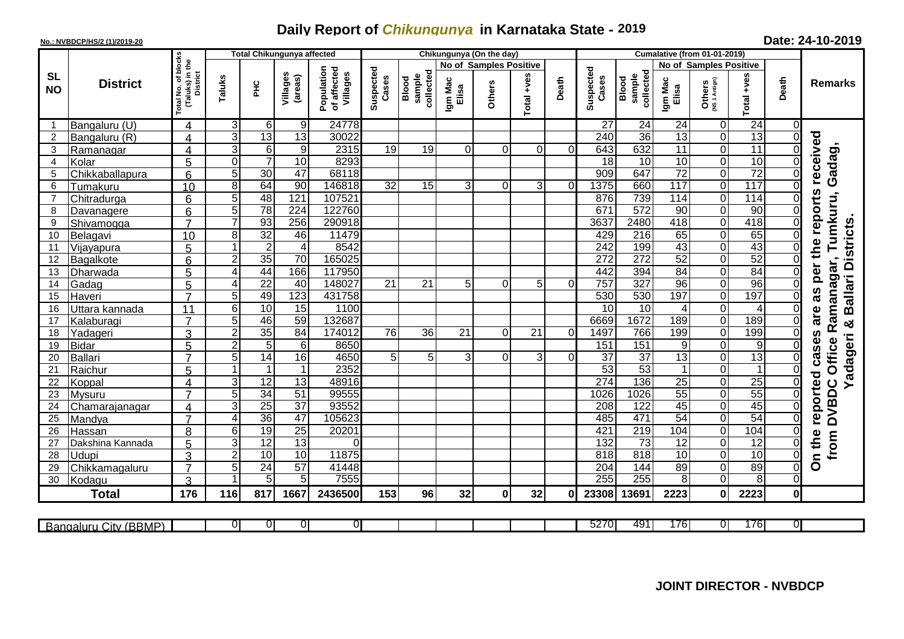# Daily Report of *Chikungunya* in Karnataka State - 2019

**No.: NVBDCP/HS/2 (1)/2019-20**

**Date: 24-10-2019**

| SL NO | District | Total No. of blocks (Taluks) in the District | Total Chikungunya affected | | | | Chikungunya (On the day) | | | | | | | Cumalative (from 01-01-2019) | | | | | | | Remarks |
|---|---|---|---|---|---|---|---|---|---|---|---|---|---|---|---|---|---|---|---|---|---|
| | | | Taluks | PHC | Villages (areas) | Population of affected Villages | Suspected Cases | Blood sample collected | No of Samples Positive | | | Death | Suspected Cases | Blood sample collected | No of Samples Positive | | | Death | |
| | | | | | | | | | Igm Mac Elisa | Others | Total +ves | | | | Igm Mac Elisa | Others (NS 1 Antign) | Total +ves | | |
| 1 | Bangaluru (U) | 4 | 3 | 6 | 9 | 24778 | | | | | | | 27 | 24 | 24 | 0 | 24 | 0 | On the reported cases are as per the reports received from DVBDC Office Ramanagar, Tumkuru, Gadag, Yadageri & Ballari Districts. |
| 2 | Bangaluru (R) | 4 | 3 | 13 | 13 | 30022 | | | | | | | 240 | 36 | 13 | 0 | 13 | 0 | |
| 3 | Ramanagar | 4 | 3 | 6 | 9 | 2315 | 19 | 19 | 0 | 0 | 0 | 0 | 643 | 632 | 11 | 0 | 11 | 0 | |
| 4 | Kolar | 5 | 0 | 7 | 10 | 8293 | | | | | | | 18 | 10 | 10 | 0 | 10 | 0 | |
| 5 | Chikkaballapura | 6 | 5 | 30 | 47 | 68118 | | | | | | | 909 | 647 | 72 | 0 | 72 | 0 | |
| 6 | Tumakuru | 10 | 8 | 64 | 90 | 146818 | 32 | 15 | 3 | 0 | 3 | 0 | 1375 | 660 | 117 | 0 | 117 | 0 | |
| 7 | Chitradurga | 6 | 5 | 48 | 121 | 107521 | | | | | | | 876 | 739 | 114 | 0 | 114 | 0 | |
| 8 | Davanagere | 6 | 5 | 78 | 224 | 122760 | | | | | | | 671 | 572 | 90 | 0 | 90 | 0 | |
| 9 | Shivamogga | 7 | 7 | 93 | 256 | 290918 | | | | | | | 3637 | 2480 | 418 | 0 | 418 | 0 | |
| 10 | Belagavi | 10 | 8 | 32 | 46 | 11479 | | | | | | | 429 | 216 | 65 | 0 | 65 | 0 | |
| 11 | Vijayapura | 5 | 1 | 2 | 4 | 8542 | | | | | | | 242 | 199 | 43 | 0 | 43 | 0 | |
| 12 | Bagalkote | 6 | 2 | 35 | 70 | 165025 | | | | | | | 272 | 272 | 52 | 0 | 52 | 0 | |
| 13 | Dharwada | 5 | 4 | 44 | 166 | 117950 | | | | | | | 442 | 394 | 84 | 0 | 84 | 0 | |
| 14 | Gadag | 5 | 4 | 22 | 40 | 148027 | 21 | 21 | 5 | 0 | 5 | 0 | 757 | 327 | 96 | 0 | 96 | 0 | |
| 15 | Haveri | 7 | 5 | 49 | 123 | 431758 | | | | | | | 530 | 530 | 197 | 0 | 197 | 0 | |
| 16 | Uttara kannada | 11 | 6 | 10 | 15 | 1100 | | | | | | | 10 | 10 | 4 | 0 | 4 | 0 | |
| 17 | Kalaburagi | 7 | 5 | 46 | 59 | 132687 | | | | | | | 6669 | 1672 | 189 | 0 | 189 | 0 | |
| 18 | Yadageri | 3 | 2 | 35 | 84 | 174012 | 76 | 36 | 21 | 0 | 21 | 0 | 1497 | 766 | 199 | 0 | 199 | 0 | |
| 19 | Bidar | 5 | 2 | 5 | 6 | 8650 | | | | | | | 151 | 151 | 9 | 0 | 9 | 0 | |
| 20 | Ballari | 7 | 5 | 14 | 16 | 4650 | 5 | 5 | 3 | 0 | 3 | 0 | 37 | 37 | 13 | 0 | 13 | 0 | |
| 21 | Raichur | 5 | 1 | 1 | 1 | 2352 | | | | | | | 53 | 53 | 1 | 0 | 1 | 0 | |
| 22 | Koppal | 4 | 3 | 12 | 13 | 48916 | | | | | | | 274 | 136 | 25 | 0 | 25 | 0 | |
| 23 | Mysuru | 7 | 5 | 34 | 51 | 99555 | | | | | | | 1026 | 1026 | 55 | 0 | 55 | 0 | |
| 24 | Chamarajanagar | 4 | 3 | 25 | 37 | 93552 | | | | | | | 208 | 122 | 45 | 0 | 45 | 0 | |
| 25 | Mandya | 7 | 4 | 36 | 47 | 105623 | | | | | | | 485 | 471 | 54 | 0 | 54 | 0 | |
| 26 | Hassan | 8 | 6 | 19 | 25 | 20201 | | | | | | | 421 | 219 | 104 | 0 | 104 | 0 | |
| 27 | Dakshina Kannada | 5 | 3 | 12 | 13 | 0 | | | | | | | 132 | 73 | 12 | 0 | 12 | 0 | |
| 28 | Udupi | 3 | 2 | 10 | 10 | 11875 | | | | | | | 818 | 818 | 10 | 0 | 10 | 0 | |
| 29 | Chikkamagaluru | 7 | 5 | 24 | 57 | 41448 | | | | | | | 204 | 144 | 89 | 0 | 89 | 0 | |
| 30 | Kodagu | 3 | 1 | 5 | 5 | 7555 | | | | | | | 255 | 255 | 8 | 0 | 8 | 0 | |
| **Total** | | **176** | **116** | **817** | **1667** | **2436500** | **153** | **96** | **32** | **0** | **32** | **0** | **23308** | **13691** | **2223** | **0** | **2223** | **0** | |

| | | | | | | | | | | | | | | | | | | |
|---|---|---|---|---|---|---|---|---|---|---|---|---|---|---|---|---|---|---|
| Bangaluru City (BBMP) | | 0 | 0 | 0 | 0 | | | | | | | 5270 | 491 | 176 | 0 | 176 | 0 | |

**JOINT DIRECTOR - NVBDCP**